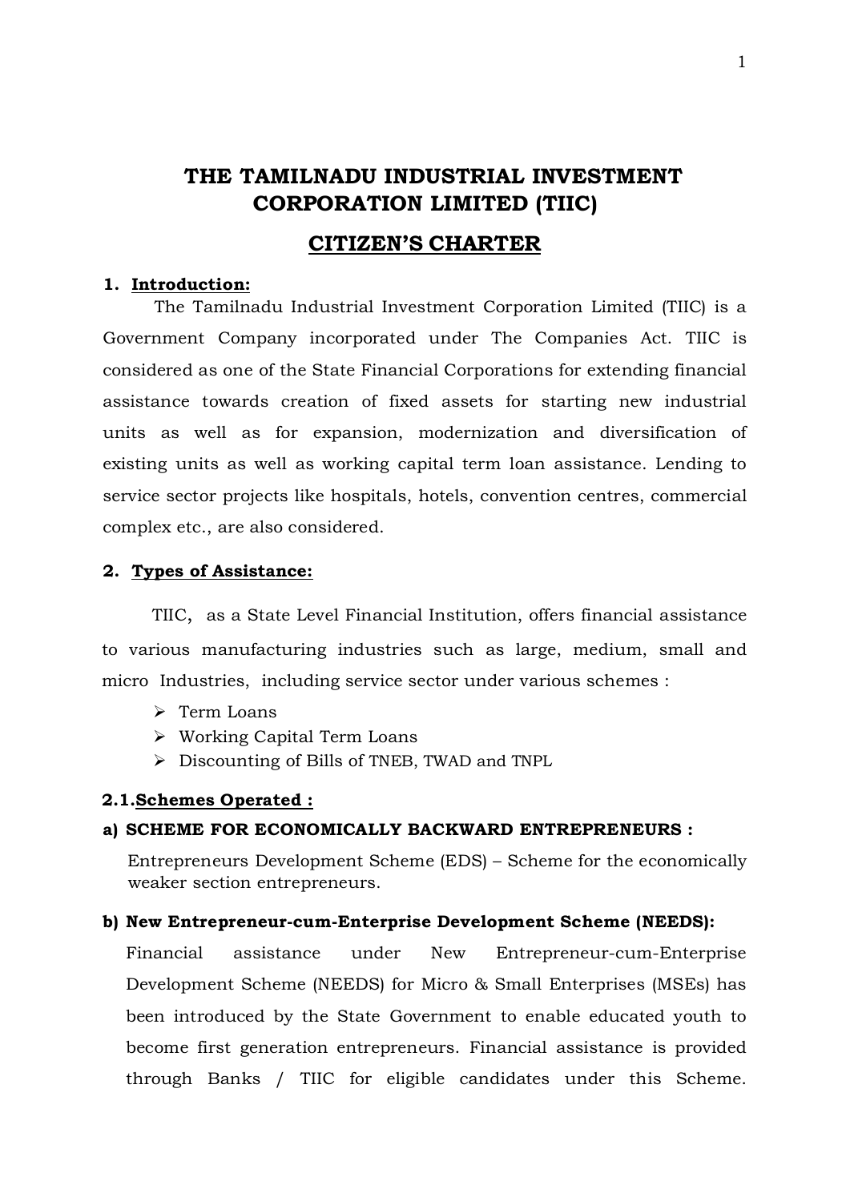# THE TAMILNADU INDUSTRIAL INVESTMENT CORPORATION LIMITED (TIIC)

## CITIZEN'S CHARTER

### 1. Introduction:

The Tamilnadu Industrial Investment Corporation Limited (TIIC) is a Government Company incorporated under The Companies Act. TIIC is considered as one of the State Financial Corporations for extending financial assistance towards creation of fixed assets for starting new industrial units as well as for expansion, modernization and diversification of existing units as well as working capital term loan assistance. Lending to service sector projects like hospitals, hotels, convention centres, commercial complex etc., are also considered.

### 2. Types of Assistance:

TIIC, as a State Level Financial Institution, offers financial assistance to various manufacturing industries such as large, medium, small and micro Industries, including service sector under various schemes :

- Term Loans
- Working Capital Term Loans
- Discounting of Bills of TNEB, TWAD and TNPL

#### 2.1. Schemes Operated :

**a) SCHEME FOR ECONOMICALLY BACKWARD ENTREPRENEURS :**

Entrepreneurs Development Scheme (EDS) – Scheme for the economically weaker section entrepreneurs.

**b) New Entrepreneur-cum-Enterprise Development Scheme (NEEDS):**

Financial assistance under New Entrepreneur-cum-Enterprise Development Scheme (NEEDS) for Micro & Small Enterprises (MSEs) has been introduced by the State Government to enable educated youth to become first generation entrepreneurs. Financial assistance is provided through Banks / TIIC for eligible candidates under this Scheme.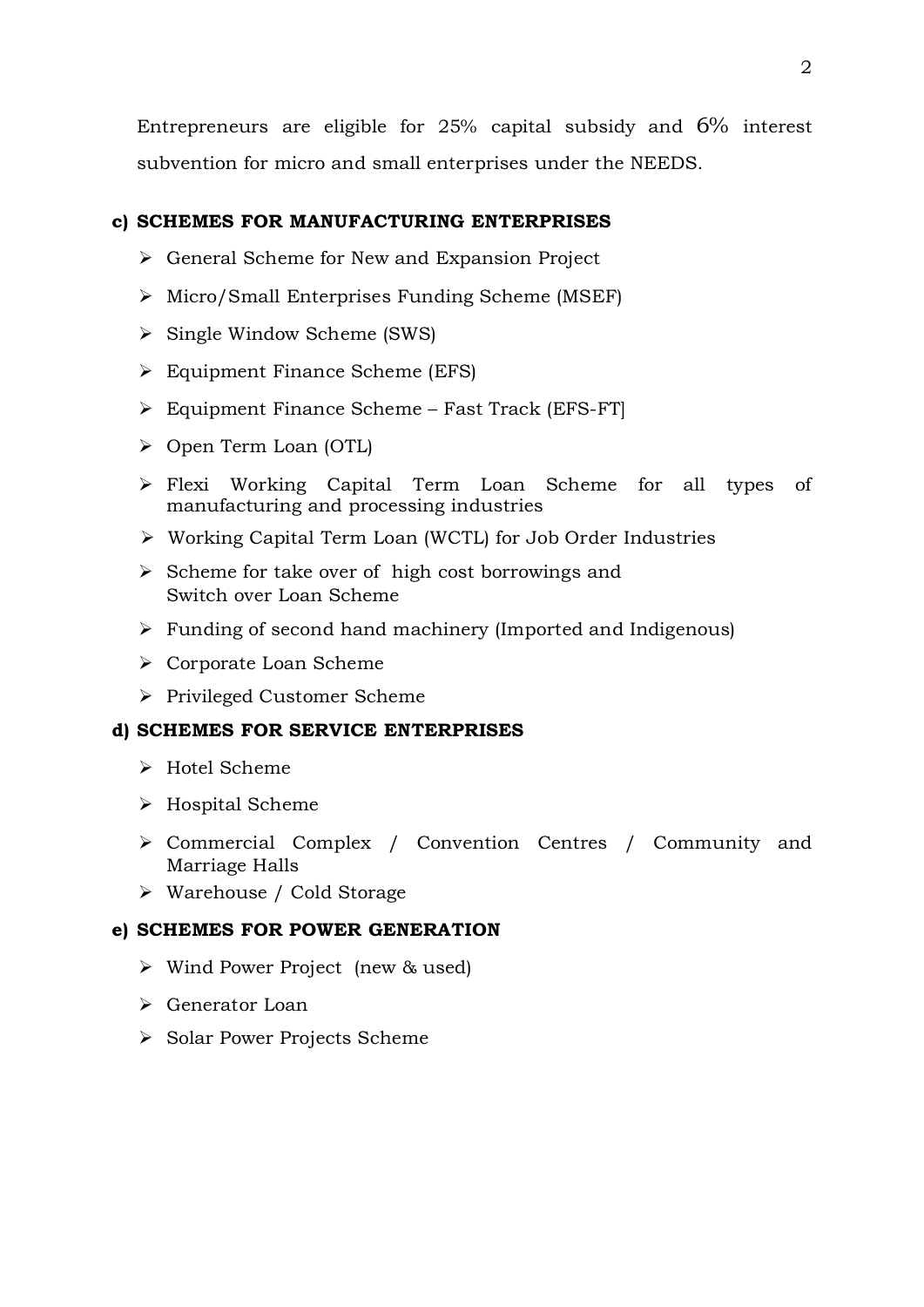Entrepreneurs are eligible for 25% capital subsidy and 6% interest subvention for micro and small enterprises under the NEEDS.

**c) SCHEMES FOR MANUFACTURING ENTERPRISES**

- General Scheme for New and Expansion Project
- Micro/Small Enterprises Funding Scheme (MSEF)
- Single Window Scheme (SWS)
- Equipment Finance Scheme (EFS)
- Equipment Finance Scheme – Fast Track (EFS-FT]
- Open Term Loan (OTL)
- Flexi Working Capital Term Loan Scheme for all types of manufacturing and processing industries
- Working Capital Term Loan (WCTL) for Job Order Industries
- Scheme for take over of high cost borrowings and Switch over Loan Scheme
- Funding of second hand machinery (Imported and Indigenous)
- Corporate Loan Scheme
- Privileged Customer Scheme

**d) SCHEMES FOR SERVICE ENTERPRISES**

- Hotel Scheme
- Hospital Scheme
- Commercial Complex / Convention Centres / Community and Marriage Halls
- Warehouse / Cold Storage

**e) SCHEMES FOR POWER GENERATION**

- Wind Power Project (new & used)
- Generator Loan
- Solar Power Projects Scheme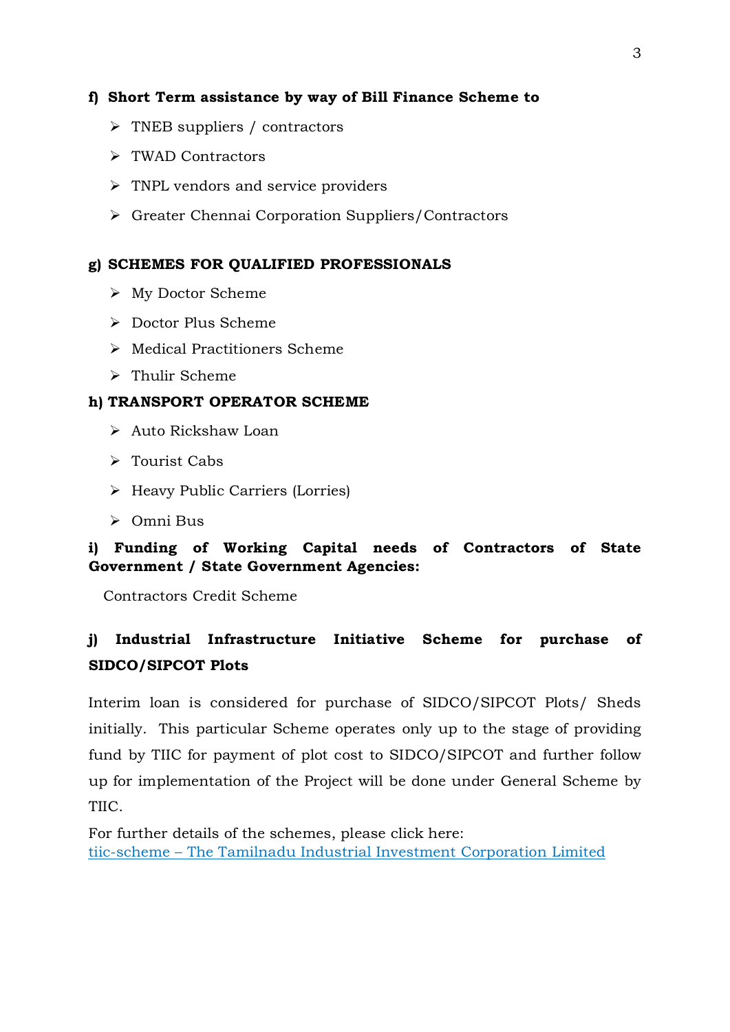**f) Short Term assistance by way of Bill Finance Scheme to**

- TNEB suppliers / contractors
- TWAD Contractors
- TNPL vendors and service providers
- Greater Chennai Corporation Suppliers/Contractors

**g) SCHEMES FOR QUALIFIED PROFESSIONALS**

- My Doctor Scheme
- Doctor Plus Scheme
- Medical Practitioners Scheme
- Thulir Scheme

**h) TRANSPORT OPERATOR SCHEME**

- Auto Rickshaw Loan
- Tourist Cabs
- Heavy Public Carriers (Lorries)
- Omni Bus

**i) Funding of Working Capital needs of Contractors of State Government / State Government Agencies:**

Contractors Credit Scheme

**j) Industrial Infrastructure Initiative Scheme for purchase of SIDCO/SIPCOT Plots**

Interim loan is considered for purchase of SIDCO/SIPCOT Plots/ Sheds initially. This particular Scheme operates only up to the stage of providing fund by TIIC for payment of plot cost to SIDCO/SIPCOT and further follow up for implementation of the Project will be done under General Scheme by TIIC.

For further details of the schemes, please click here:
tiic-scheme – The Tamilnadu Industrial Investment Corporation Limited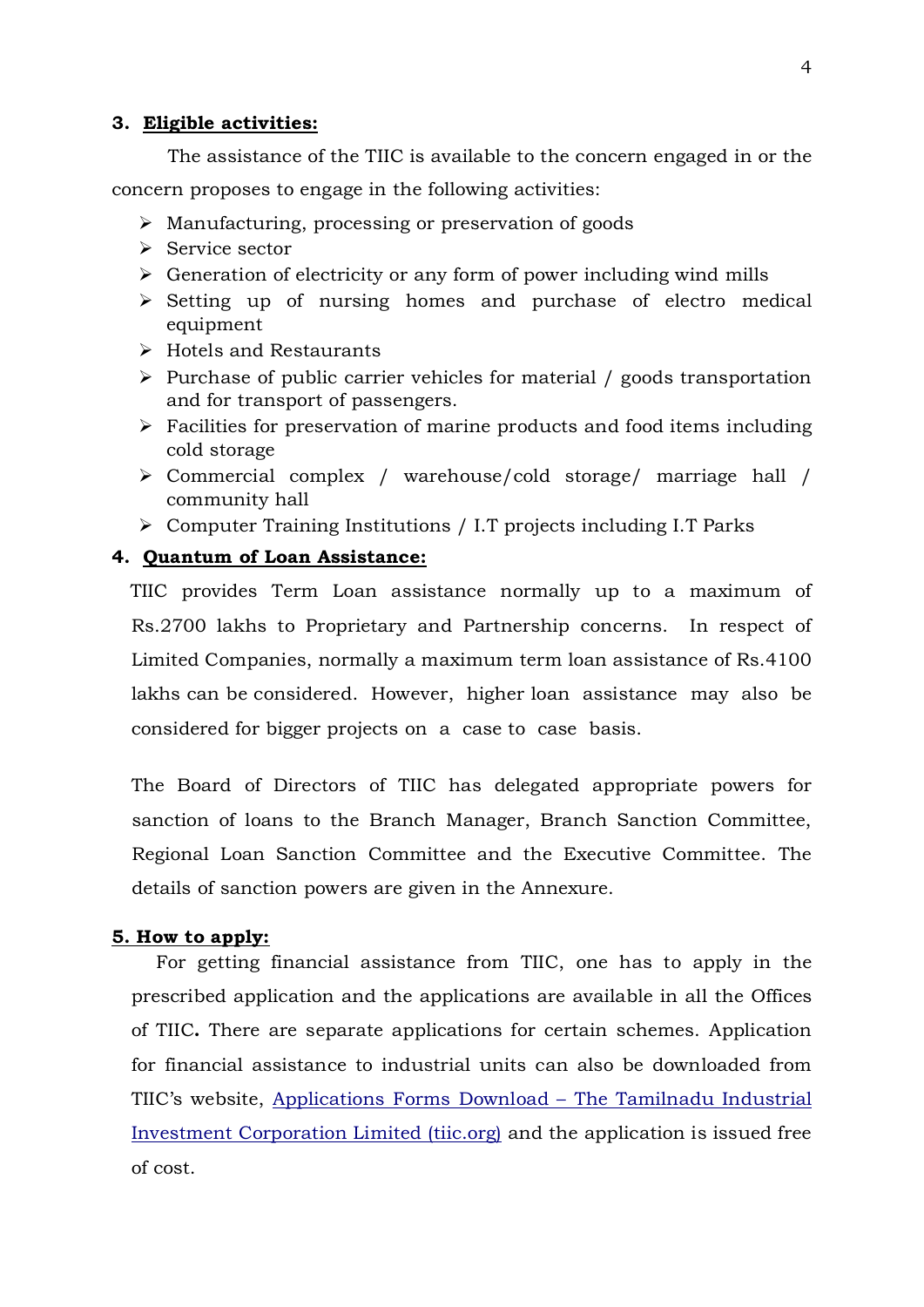## 3. Eligible activities:

The assistance of the TIIC is available to the concern engaged in or the concern proposes to engage in the following activities:

- Manufacturing, processing or preservation of goods
- Service sector
- Generation of electricity or any form of power including wind mills
- Setting up of nursing homes and purchase of electro medical equipment
- Hotels and Restaurants
- Purchase of public carrier vehicles for material / goods transportation and for transport of passengers.
- Facilities for preservation of marine products and food items including cold storage
- Commercial complex / warehouse/cold storage/ marriage hall / community hall
- Computer Training Institutions / I.T projects including I.T Parks

## 4. Quantum of Loan Assistance:

TIIC provides Term Loan assistance normally up to a maximum of Rs.2700 lakhs to Proprietary and Partnership concerns. In respect of Limited Companies, normally a maximum term loan assistance of Rs.4100 lakhs can be considered. However, higher loan assistance may also be considered for bigger projects on a case to case basis.

The Board of Directors of TIIC has delegated appropriate powers for sanction of loans to the Branch Manager, Branch Sanction Committee, Regional Loan Sanction Committee and the Executive Committee. The details of sanction powers are given in the Annexure.

## 5. How to apply:

For getting financial assistance from TIIC, one has to apply in the prescribed application and the applications are available in all the Offices of TIIC**.** There are separate applications for certain schemes. Application for financial assistance to industrial units can also be downloaded from TIIC's website, Applications Forms Download – The Tamilnadu Industrial Investment Corporation Limited (tiic.org) and the application is issued free of cost.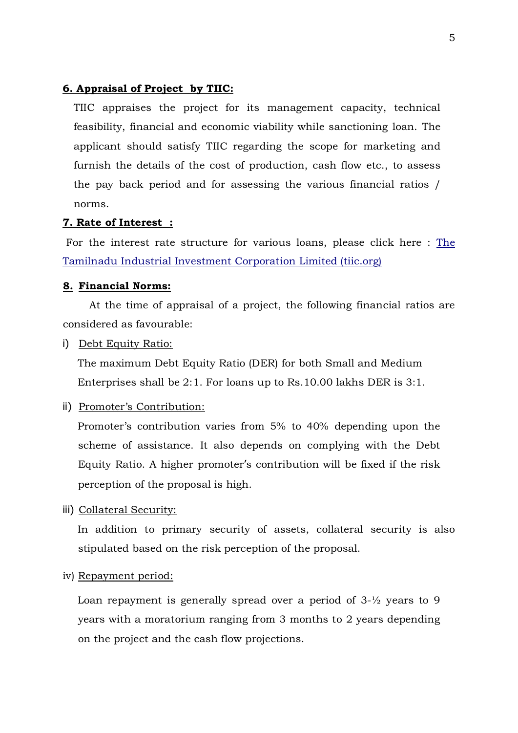**6. Appraisal of Project by TIIC:**

TIIC appraises the project for its management capacity, technical feasibility, financial and economic viability while sanctioning loan. The applicant should satisfy TIIC regarding the scope for marketing and furnish the details of the cost of production, cash flow etc., to assess the pay back period and for assessing the various financial ratios / norms.

**7. Rate of Interest :**

For the interest rate structure for various loans, please click here : [The Tamilnadu Industrial Investment Corporation Limited (tiic.org)](https://tiic.org)

**8. Financial Norms:**

At the time of appraisal of a project, the following financial ratios are considered as favourable:

i) Debt Equity Ratio:

The maximum Debt Equity Ratio (DER) for both Small and Medium Enterprises shall be 2:1. For loans up to Rs.10.00 lakhs DER is 3:1.

ii) Promoter's Contribution:

Promoter's contribution varies from 5% to 40% depending upon the scheme of assistance. It also depends on complying with the Debt Equity Ratio. A higher promoter's contribution will be fixed if the risk perception of the proposal is high.

iii) Collateral Security:

In addition to primary security of assets, collateral security is also stipulated based on the risk perception of the proposal.

iv) Repayment period:

Loan repayment is generally spread over a period of 3-½ years to 9 years with a moratorium ranging from 3 months to 2 years depending on the project and the cash flow projections.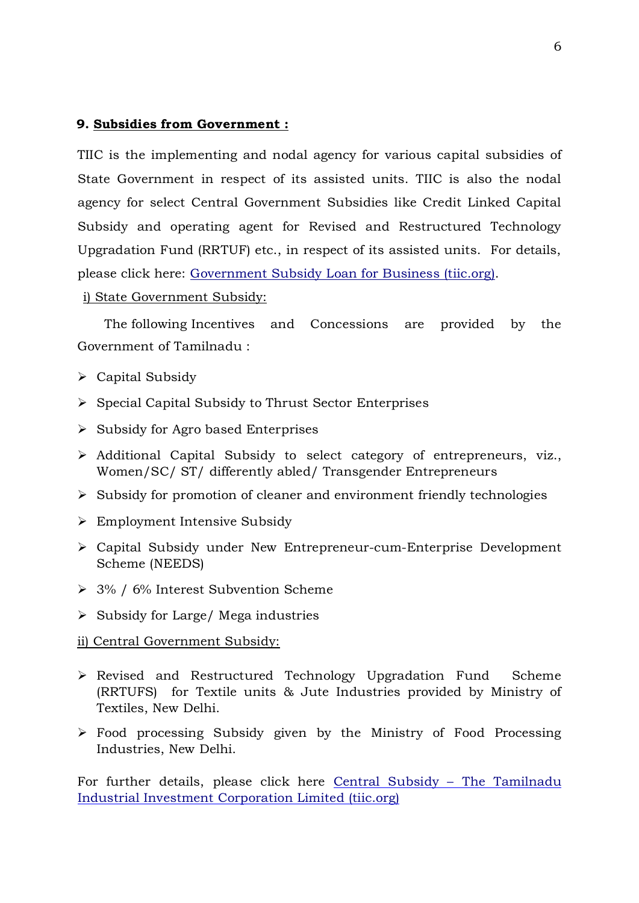## 9. **Subsidies from Government :**

TIIC is the implementing and nodal agency for various capital subsidies of State Government in respect of its assisted units. TIIC is also the nodal agency for select Central Government Subsidies like Credit Linked Capital Subsidy and operating agent for Revised and Restructured Technology Upgradation Fund (RRTUF) etc., in respect of its assisted units. For details, please click here: Government Subsidy Loan for Business (tiic.org).

i) State Government Subsidy:

The following Incentives and Concessions are provided by the Government of Tamilnadu :

- Capital Subsidy
- Special Capital Subsidy to Thrust Sector Enterprises
- Subsidy for Agro based Enterprises
- Additional Capital Subsidy to select category of entrepreneurs, viz., Women/SC/ ST/ differently abled/ Transgender Entrepreneurs
- Subsidy for promotion of cleaner and environment friendly technologies
- Employment Intensive Subsidy
- Capital Subsidy under New Entrepreneur-cum-Enterprise Development Scheme (NEEDS)
- 3% / 6% Interest Subvention Scheme
- Subsidy for Large/ Mega industries

ii) Central Government Subsidy:

- Revised and Restructured Technology Upgradation Fund Scheme (RRTUFS) for Textile units & Jute Industries provided by Ministry of Textiles, New Delhi.
- Food processing Subsidy given by the Ministry of Food Processing Industries, New Delhi.

For further details, please click here Central Subsidy – The Tamilnadu Industrial Investment Corporation Limited (tiic.org)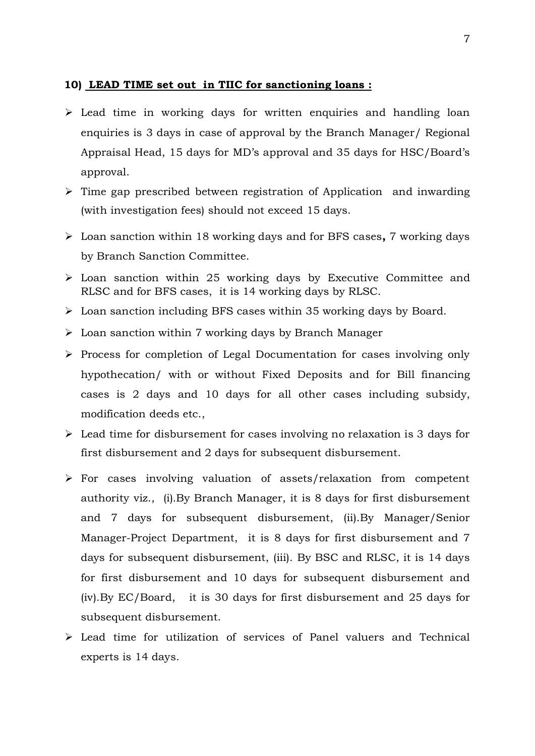**10) LEAD TIME set out in TIIC for sanctioning loans :**

- Lead time in working days for written enquiries and handling loan enquiries is 3 days in case of approval by the Branch Manager/ Regional Appraisal Head, 15 days for MD's approval and 35 days for HSC/Board's approval.
- Time gap prescribed between registration of Application and inwarding (with investigation fees) should not exceed 15 days.
- Loan sanction within 18 working days and for BFS cases**,** 7 working days by Branch Sanction Committee.
- Loan sanction within 25 working days by Executive Committee and RLSC and for BFS cases, it is 14 working days by RLSC.
- Loan sanction including BFS cases within 35 working days by Board.
- Loan sanction within 7 working days by Branch Manager
- Process for completion of Legal Documentation for cases involving only hypothecation/ with or without Fixed Deposits and for Bill financing cases is 2 days and 10 days for all other cases including subsidy, modification deeds etc.,
- Lead time for disbursement for cases involving no relaxation is 3 days for first disbursement and 2 days for subsequent disbursement.
- For cases involving valuation of assets/relaxation from competent authority viz., (i).By Branch Manager, it is 8 days for first disbursement and 7 days for subsequent disbursement, (ii).By Manager/Senior Manager-Project Department, it is 8 days for first disbursement and 7 days for subsequent disbursement, (iii). By BSC and RLSC, it is 14 days for first disbursement and 10 days for subsequent disbursement and (iv).By EC/Board, it is 30 days for first disbursement and 25 days for subsequent disbursement.
- Lead time for utilization of services of Panel valuers and Technical experts is 14 days.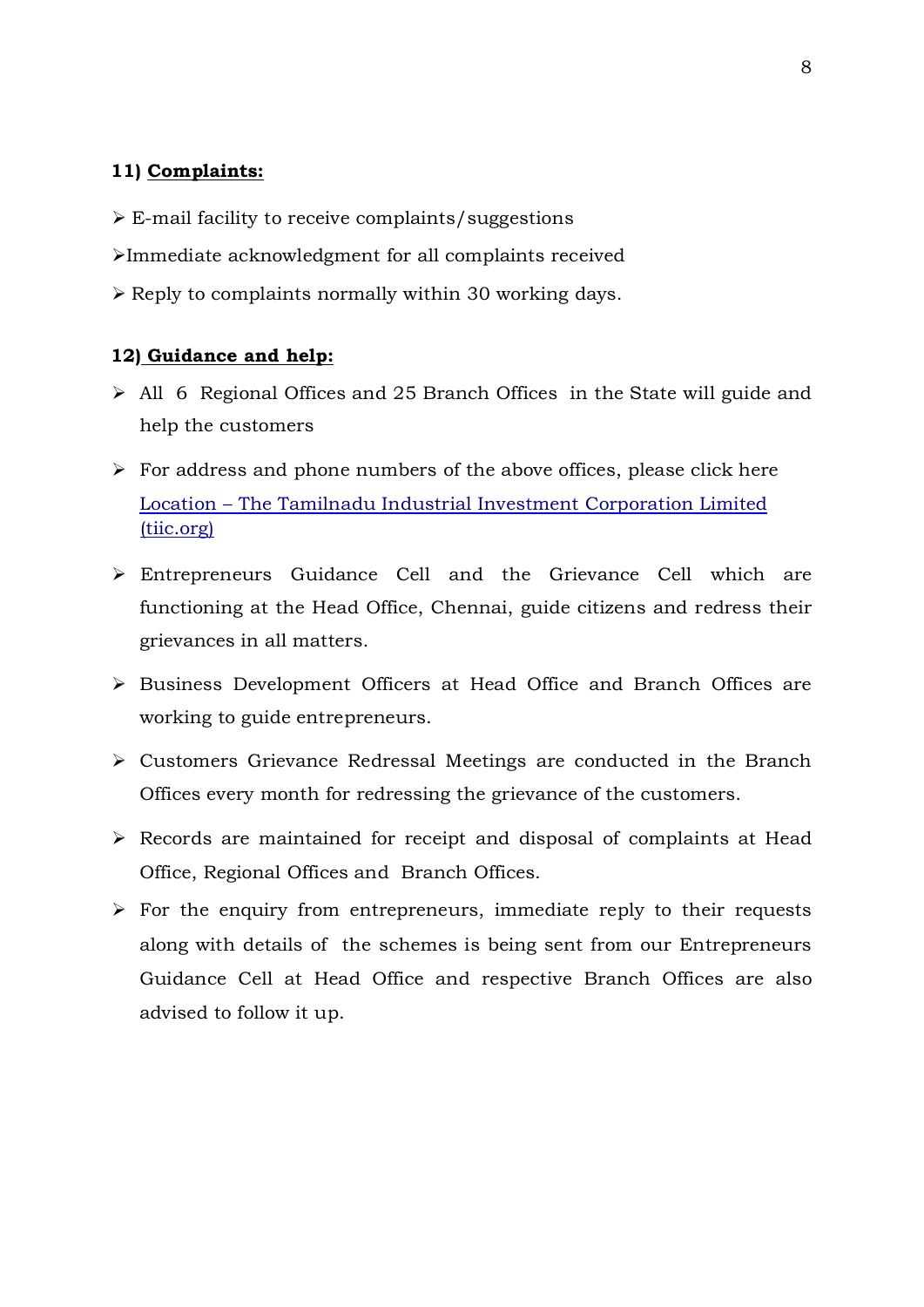**11) Complaints:**

- E-mail facility to receive complaints/suggestions
- Immediate acknowledgment for all complaints received
- Reply to complaints normally within 30 working days.

**12) Guidance and help:**

- All 6 Regional Offices and 25 Branch Offices in the State will guide and help the customers
- For address and phone numbers of the above offices, please click here [Location – The Tamilnadu Industrial Investment Corporation Limited (tiic.org)]
- Entrepreneurs Guidance Cell and the Grievance Cell which are functioning at the Head Office, Chennai, guide citizens and redress their grievances in all matters.
- Business Development Officers at Head Office and Branch Offices are working to guide entrepreneurs.
- Customers Grievance Redressal Meetings are conducted in the Branch Offices every month for redressing the grievance of the customers.
- Records are maintained for receipt and disposal of complaints at Head Office, Regional Offices and Branch Offices.
- For the enquiry from entrepreneurs, immediate reply to their requests along with details of the schemes is being sent from our Entrepreneurs Guidance Cell at Head Office and respective Branch Offices are also advised to follow it up.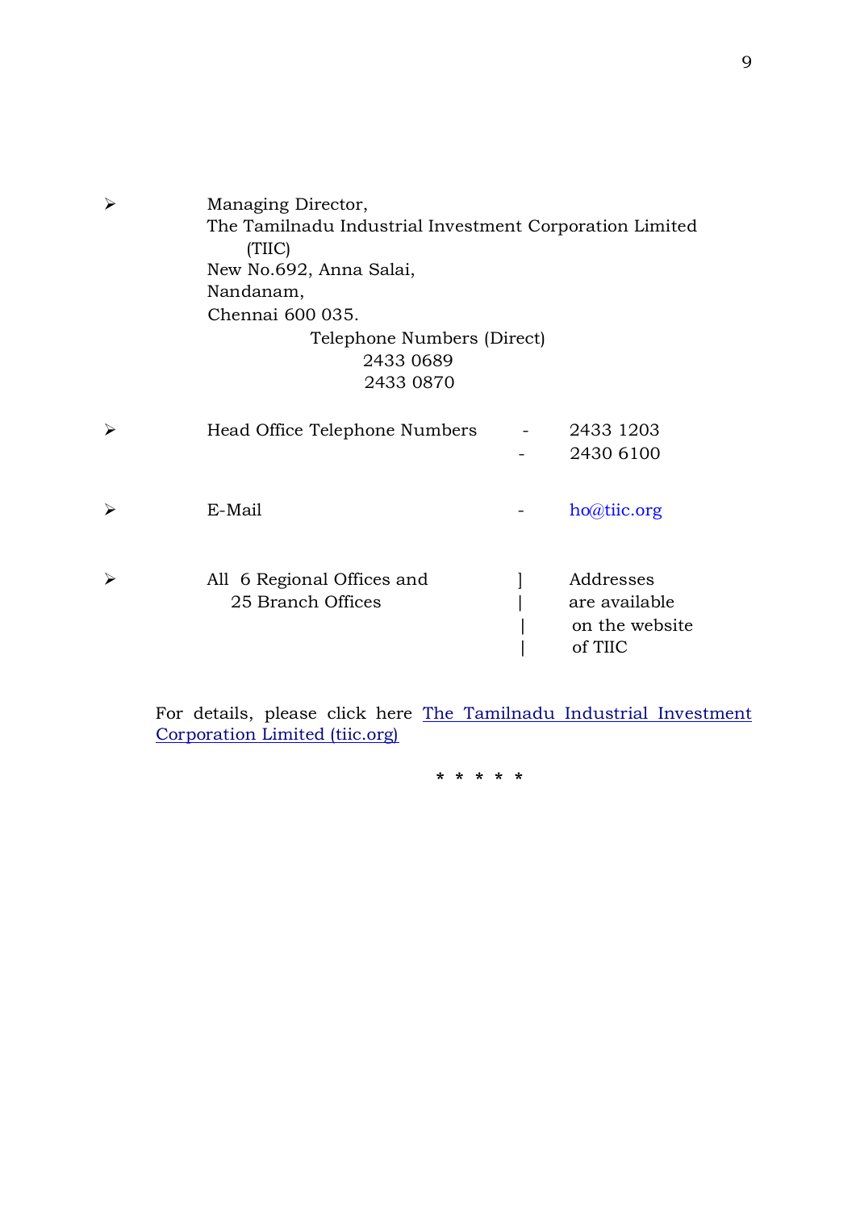- Managing Director,
  The Tamilnadu Industrial Investment Corporation Limited (TIIC)
  New No.692, Anna Salai,
  Nandanam,
  Chennai 600 035.
  Telephone Numbers (Direct)
  2433 0689
  2433 0870

- Head Office Telephone Numbers - 2433 1203
  - 2430 6100

- E-Mail - ho@tiic.org

- All 6 Regional Offices and 25 Branch Offices ] Addresses are available on the website of TIIC

For details, please click here [The Tamilnadu Industrial Investment Corporation Limited (tiic.org)](https://tiic.org)

\* \* \* \* \*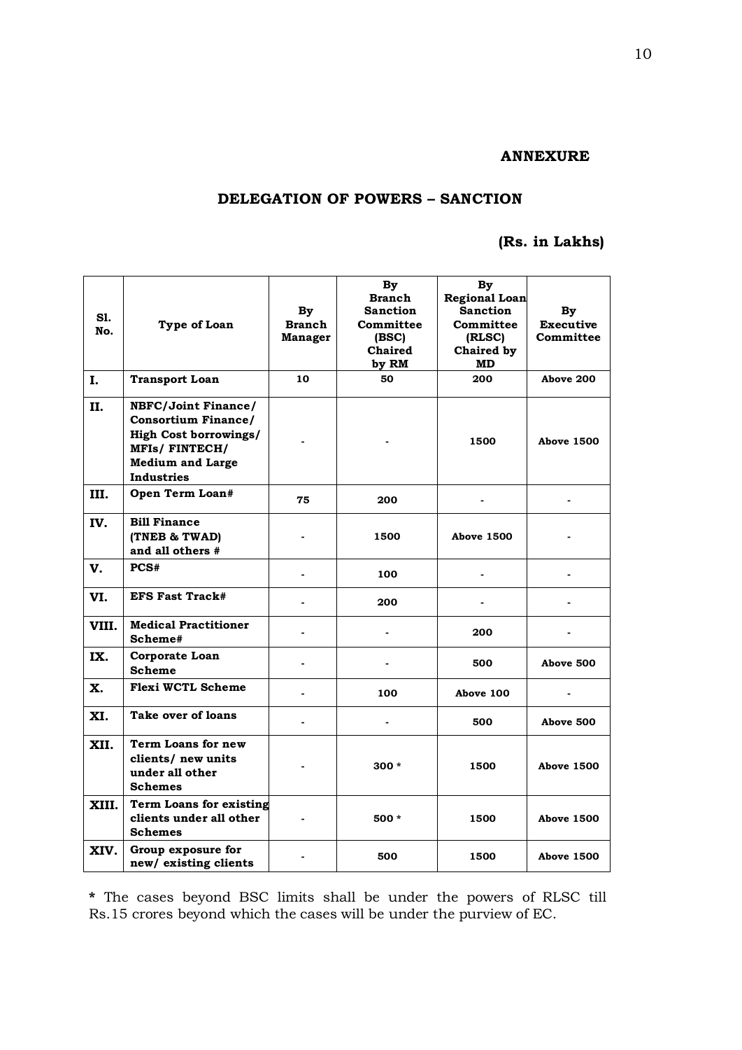**ANNEXURE**

**DELEGATION OF POWERS – SANCTION**

**(Rs. in Lakhs)**

| Sl. No. | Type of Loan | By Branch Manager | By Branch Sanction Committee (BSC) Chaired by RM | By Regional Loan Sanction Committee (RLSC) Chaired by MD | By Executive Committee |
|---|---|---|---|---|---|
| I. | **Transport Loan** | 10 | 50 | 200 | Above 200 |
| II. | **NBFC/Joint Finance/ Consortium Finance/ High Cost borrowings/ MFIs/ FINTECH/ Medium and Large Industries** | - | - | 1500 | Above 1500 |
| III. | **Open Term Loan#** | 75 | 200 | - | - |
| IV. | **Bill Finance (TNEB & TWAD) and all others #** | - | 1500 | Above 1500 | - |
| V. | **PCS#** | - | 100 | - | - |
| VI. | **EFS Fast Track#** | - | 200 | - | - |
| VIII. | **Medical Practitioner Scheme#** | - | - | 200 | - |
| IX. | **Corporate Loan Scheme** | - | - | 500 | Above 500 |
| X. | **Flexi WCTL Scheme** | - | 100 | Above 100 | - |
| XI. | **Take over of loans** | - | - | 500 | Above 500 |
| XII. | **Term Loans for new clients/ new units under all other Schemes** | - | 300 * | 1500 | Above 1500 |
| XIII. | **Term Loans for existing clients under all other Schemes** | - | 500 * | 1500 | Above 1500 |
| XIV. | **Group exposure for new/ existing clients** | - | 500 | 1500 | Above 1500 |

**\*** The cases beyond BSC limits shall be under the powers of RLSC till Rs.15 crores beyond which the cases will be under the purview of EC.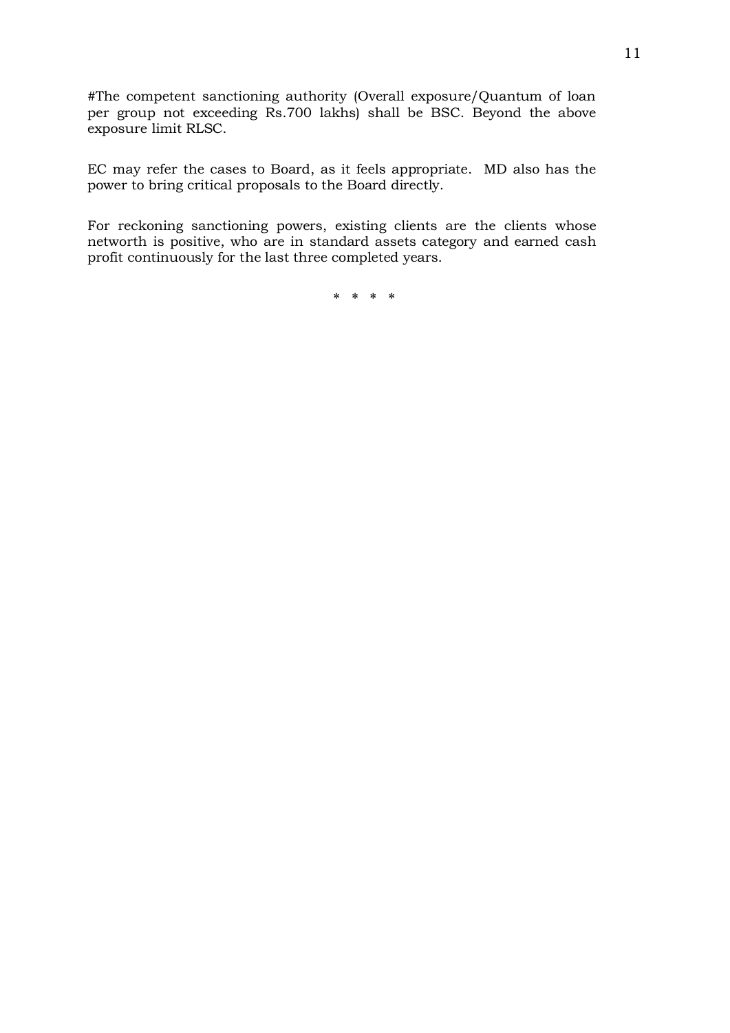#The competent sanctioning authority (Overall exposure/Quantum of loan per group not exceeding Rs.700 lakhs) shall be BSC. Beyond the above exposure limit RLSC.

EC may refer the cases to Board, as it feels appropriate. MD also has the power to bring critical proposals to the Board directly.

For reckoning sanctioning powers, existing clients are the clients whose networth is positive, who are in standard assets category and earned cash profit continuously for the last three completed years.

* * * *